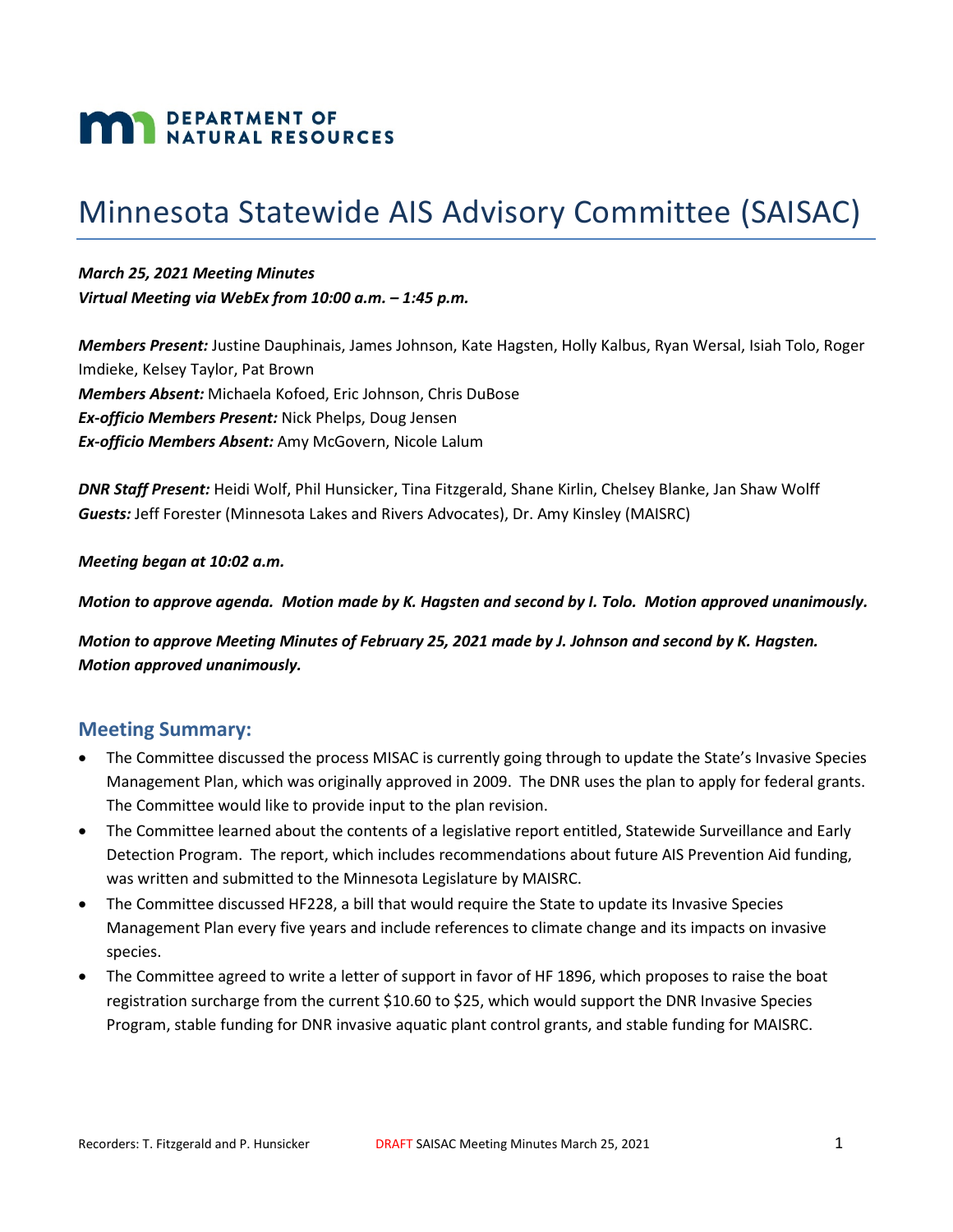DEPARTMENT OF NATURAL RESOURCES

# Minnesota Statewide AIS Advisory Committee (SAISAC)

***March 25, 2021 Meeting Minutes***
***Virtual Meeting via WebEx from 10:00 a.m. – 1:45 p.m.***

***Members Present:*** Justine Dauphinais, James Johnson, Kate Hagsten, Holly Kalbus, Ryan Wersal, Isiah Tolo, Roger Imdieke, Kelsey Taylor, Pat Brown
***Members Absent:*** Michaela Kofoed, Eric Johnson, Chris DuBose
***Ex-officio Members Present:*** Nick Phelps, Doug Jensen
***Ex-officio Members Absent:*** Amy McGovern, Nicole Lalum

***DNR Staff Present:*** Heidi Wolf, Phil Hunsicker, Tina Fitzgerald, Shane Kirlin, Chelsey Blanke, Jan Shaw Wolff
***Guests:*** Jeff Forester (Minnesota Lakes and Rivers Advocates), Dr. Amy Kinsley (MAISRC)

***Meeting began at 10:02 a.m.***

***Motion to approve agenda. Motion made by K. Hagsten and second by I. Tolo. Motion approved unanimously.***

***Motion to approve Meeting Minutes of February 25, 2021 made by J. Johnson and second by K. Hagsten. Motion approved unanimously.***

## Meeting Summary:

- The Committee discussed the process MISAC is currently going through to update the State's Invasive Species Management Plan, which was originally approved in 2009. The DNR uses the plan to apply for federal grants. The Committee would like to provide input to the plan revision.
- The Committee learned about the contents of a legislative report entitled, Statewide Surveillance and Early Detection Program. The report, which includes recommendations about future AIS Prevention Aid funding, was written and submitted to the Minnesota Legislature by MAISRC.
- The Committee discussed HF228, a bill that would require the State to update its Invasive Species Management Plan every five years and include references to climate change and its impacts on invasive species.
- The Committee agreed to write a letter of support in favor of HF 1896, which proposes to raise the boat registration surcharge from the current $10.60 to $25, which would support the DNR Invasive Species Program, stable funding for DNR invasive aquatic plant control grants, and stable funding for MAISRC.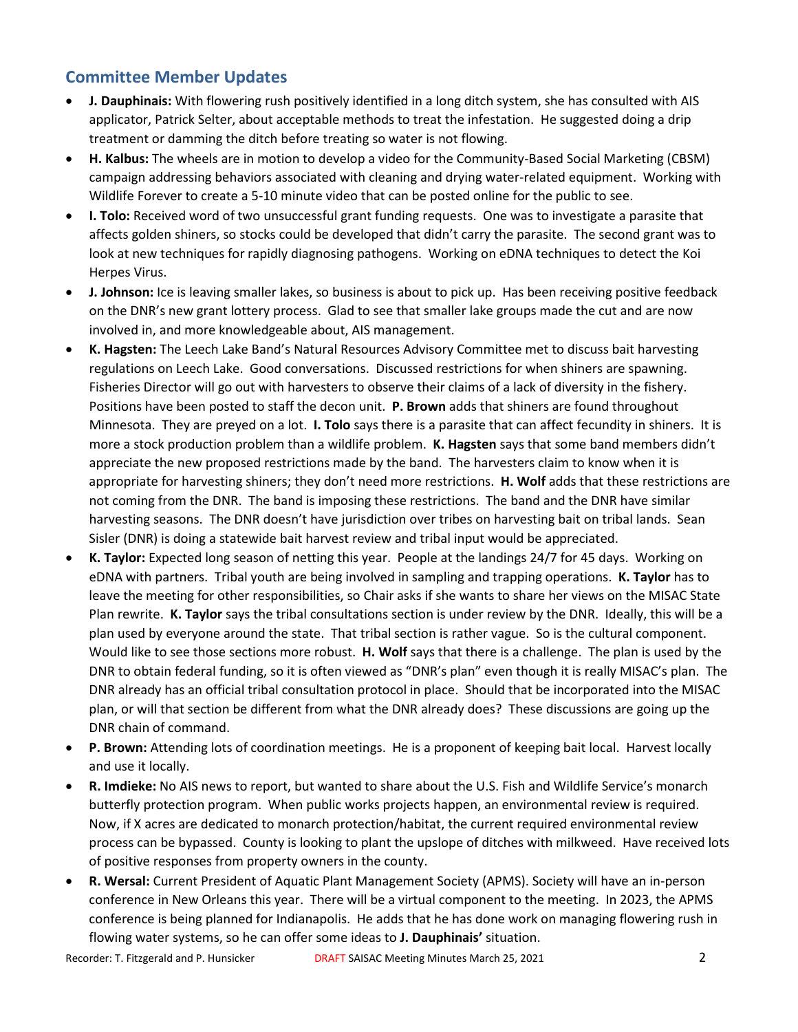## Committee Member Updates

- **J. Dauphinais:** With flowering rush positively identified in a long ditch system, she has consulted with AIS applicator, Patrick Selter, about acceptable methods to treat the infestation. He suggested doing a drip treatment or damming the ditch before treating so water is not flowing.
- **H. Kalbus:** The wheels are in motion to develop a video for the Community-Based Social Marketing (CBSM) campaign addressing behaviors associated with cleaning and drying water-related equipment. Working with Wildlife Forever to create a 5-10 minute video that can be posted online for the public to see.
- **I. Tolo:** Received word of two unsuccessful grant funding requests. One was to investigate a parasite that affects golden shiners, so stocks could be developed that didn't carry the parasite. The second grant was to look at new techniques for rapidly diagnosing pathogens. Working on eDNA techniques to detect the Koi Herpes Virus.
- **J. Johnson:** Ice is leaving smaller lakes, so business is about to pick up. Has been receiving positive feedback on the DNR's new grant lottery process. Glad to see that smaller lake groups made the cut and are now involved in, and more knowledgeable about, AIS management.
- **K. Hagsten:** The Leech Lake Band's Natural Resources Advisory Committee met to discuss bait harvesting regulations on Leech Lake. Good conversations. Discussed restrictions for when shiners are spawning. Fisheries Director will go out with harvesters to observe their claims of a lack of diversity in the fishery. Positions have been posted to staff the decon unit. **P. Brown** adds that shiners are found throughout Minnesota. They are preyed on a lot. **I. Tolo** says there is a parasite that can affect fecundity in shiners. It is more a stock production problem than a wildlife problem. **K. Hagsten** says that some band members didn't appreciate the new proposed restrictions made by the band. The harvesters claim to know when it is appropriate for harvesting shiners; they don't need more restrictions. **H. Wolf** adds that these restrictions are not coming from the DNR. The band is imposing these restrictions. The band and the DNR have similar harvesting seasons. The DNR doesn't have jurisdiction over tribes on harvesting bait on tribal lands. Sean Sisler (DNR) is doing a statewide bait harvest review and tribal input would be appreciated.
- **K. Taylor:** Expected long season of netting this year. People at the landings 24/7 for 45 days. Working on eDNA with partners. Tribal youth are being involved in sampling and trapping operations. **K. Taylor** has to leave the meeting for other responsibilities, so Chair asks if she wants to share her views on the MISAC State Plan rewrite. **K. Taylor** says the tribal consultations section is under review by the DNR. Ideally, this will be a plan used by everyone around the state. That tribal section is rather vague. So is the cultural component. Would like to see those sections more robust. **H. Wolf** says that there is a challenge. The plan is used by the DNR to obtain federal funding, so it is often viewed as "DNR's plan" even though it is really MISAC's plan. The DNR already has an official tribal consultation protocol in place. Should that be incorporated into the MISAC plan, or will that section be different from what the DNR already does? These discussions are going up the DNR chain of command.
- **P. Brown:** Attending lots of coordination meetings. He is a proponent of keeping bait local. Harvest locally and use it locally.
- **R. Imdieke:** No AIS news to report, but wanted to share about the U.S. Fish and Wildlife Service's monarch butterfly protection program. When public works projects happen, an environmental review is required. Now, if X acres are dedicated to monarch protection/habitat, the current required environmental review process can be bypassed. County is looking to plant the upslope of ditches with milkweed. Have received lots of positive responses from property owners in the county.
- **R. Wersal:** Current President of Aquatic Plant Management Society (APMS). Society will have an in-person conference in New Orleans this year. There will be a virtual component to the meeting. In 2023, the APMS conference is being planned for Indianapolis. He adds that he has done work on managing flowering rush in flowing water systems, so he can offer some ideas to **J. Dauphinais'** situation.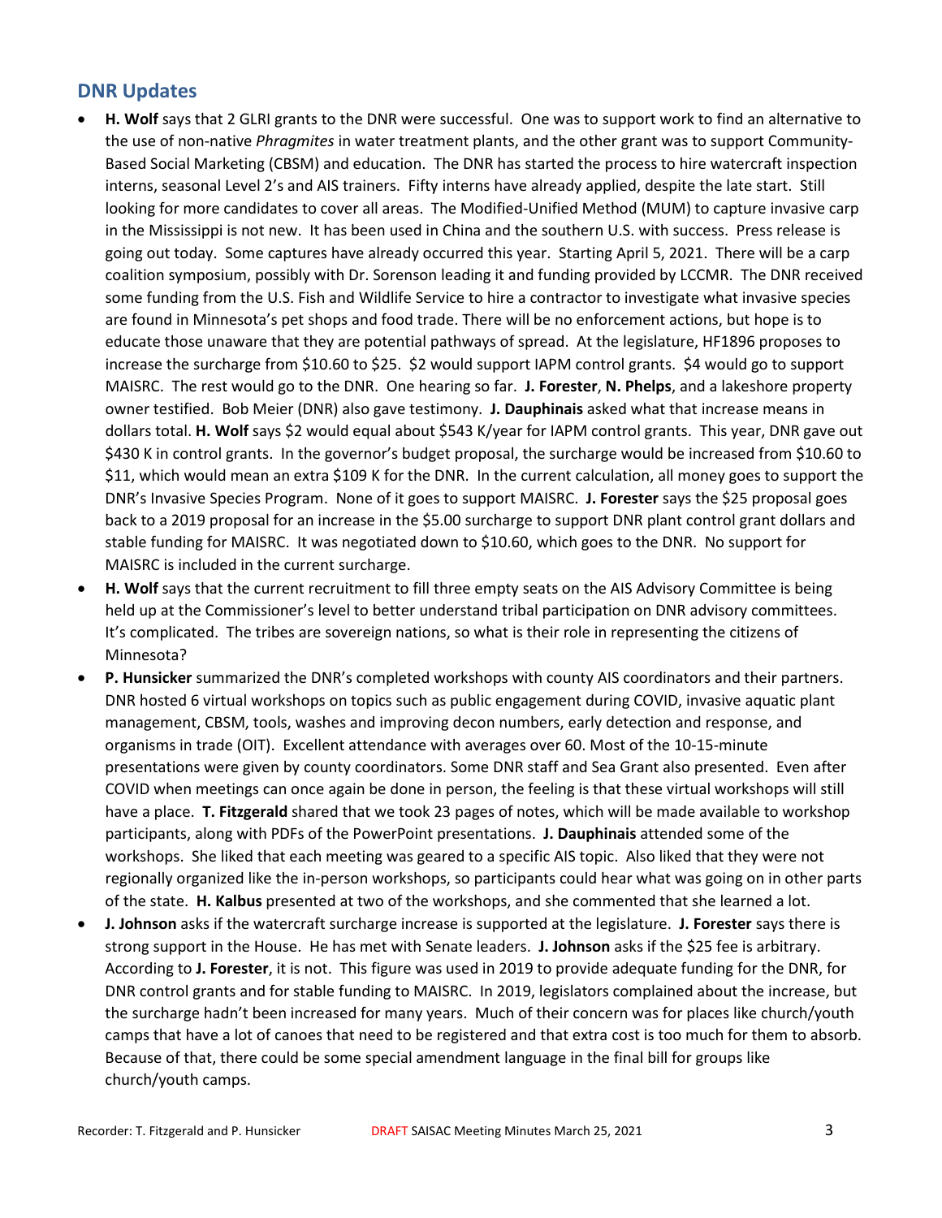## DNR Updates

- **H. Wolf** says that 2 GLRI grants to the DNR were successful. One was to support work to find an alternative to the use of non-native *Phragmites* in water treatment plants, and the other grant was to support Community-Based Social Marketing (CBSM) and education. The DNR has started the process to hire watercraft inspection interns, seasonal Level 2's and AIS trainers. Fifty interns have already applied, despite the late start. Still looking for more candidates to cover all areas. The Modified-Unified Method (MUM) to capture invasive carp in the Mississippi is not new. It has been used in China and the southern U.S. with success. Press release is going out today. Some captures have already occurred this year. Starting April 5, 2021. There will be a carp coalition symposium, possibly with Dr. Sorenson leading it and funding provided by LCCMR. The DNR received some funding from the U.S. Fish and Wildlife Service to hire a contractor to investigate what invasive species are found in Minnesota's pet shops and food trade. There will be no enforcement actions, but hope is to educate those unaware that they are potential pathways of spread. At the legislature, HF1896 proposes to increase the surcharge from $10.60 to $25. $2 would support IAPM control grants. $4 would go to support MAISRC. The rest would go to the DNR. One hearing so far. **J. Forester**, **N. Phelps**, and a lakeshore property owner testified. Bob Meier (DNR) also gave testimony. **J. Dauphinais** asked what that increase means in dollars total. **H. Wolf** says $2 would equal about $543 K/year for IAPM control grants. This year, DNR gave out $430 K in control grants. In the governor's budget proposal, the surcharge would be increased from $10.60 to $11, which would mean an extra $109 K for the DNR. In the current calculation, all money goes to support the DNR's Invasive Species Program. None of it goes to support MAISRC. **J. Forester** says the $25 proposal goes back to a 2019 proposal for an increase in the $5.00 surcharge to support DNR plant control grant dollars and stable funding for MAISRC. It was negotiated down to $10.60, which goes to the DNR. No support for MAISRC is included in the current surcharge.
- **H. Wolf** says that the current recruitment to fill three empty seats on the AIS Advisory Committee is being held up at the Commissioner's level to better understand tribal participation on DNR advisory committees. It's complicated. The tribes are sovereign nations, so what is their role in representing the citizens of Minnesota?
- **P. Hunsicker** summarized the DNR's completed workshops with county AIS coordinators and their partners. DNR hosted 6 virtual workshops on topics such as public engagement during COVID, invasive aquatic plant management, CBSM, tools, washes and improving decon numbers, early detection and response, and organisms in trade (OIT). Excellent attendance with averages over 60. Most of the 10-15-minute presentations were given by county coordinators. Some DNR staff and Sea Grant also presented. Even after COVID when meetings can once again be done in person, the feeling is that these virtual workshops will still have a place. **T. Fitzgerald** shared that we took 23 pages of notes, which will be made available to workshop participants, along with PDFs of the PowerPoint presentations. **J. Dauphinais** attended some of the workshops. She liked that each meeting was geared to a specific AIS topic. Also liked that they were not regionally organized like the in-person workshops, so participants could hear what was going on in other parts of the state. **H. Kalbus** presented at two of the workshops, and she commented that she learned a lot.
- **J. Johnson** asks if the watercraft surcharge increase is supported at the legislature. **J. Forester** says there is strong support in the House. He has met with Senate leaders. **J. Johnson** asks if the $25 fee is arbitrary. According to **J. Forester**, it is not. This figure was used in 2019 to provide adequate funding for the DNR, for DNR control grants and for stable funding to MAISRC. In 2019, legislators complained about the increase, but the surcharge hadn't been increased for many years. Much of their concern was for places like church/youth camps that have a lot of canoes that need to be registered and that extra cost is too much for them to absorb. Because of that, there could be some special amendment language in the final bill for groups like church/youth camps.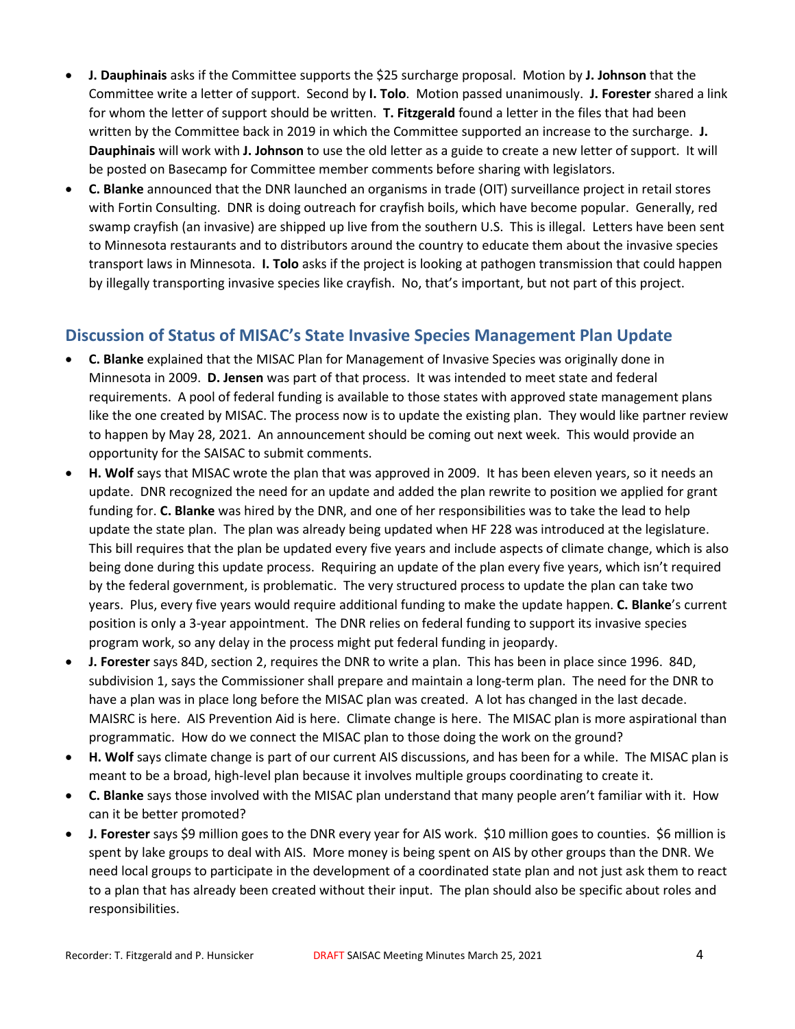- **J. Dauphinais** asks if the Committee supports the $25 surcharge proposal. Motion by **J. Johnson** that the Committee write a letter of support. Second by **I. Tolo**. Motion passed unanimously. **J. Forester** shared a link for whom the letter of support should be written. **T. Fitzgerald** found a letter in the files that had been written by the Committee back in 2019 in which the Committee supported an increase to the surcharge. **J. Dauphinais** will work with **J. Johnson** to use the old letter as a guide to create a new letter of support. It will be posted on Basecamp for Committee member comments before sharing with legislators.
- **C. Blanke** announced that the DNR launched an organisms in trade (OIT) surveillance project in retail stores with Fortin Consulting. DNR is doing outreach for crayfish boils, which have become popular. Generally, red swamp crayfish (an invasive) are shipped up live from the southern U.S. This is illegal. Letters have been sent to Minnesota restaurants and to distributors around the country to educate them about the invasive species transport laws in Minnesota. **I. Tolo** asks if the project is looking at pathogen transmission that could happen by illegally transporting invasive species like crayfish. No, that's important, but not part of this project.

## Discussion of Status of MISAC's State Invasive Species Management Plan Update

- **C. Blanke** explained that the MISAC Plan for Management of Invasive Species was originally done in Minnesota in 2009. **D. Jensen** was part of that process. It was intended to meet state and federal requirements. A pool of federal funding is available to those states with approved state management plans like the one created by MISAC. The process now is to update the existing plan. They would like partner review to happen by May 28, 2021. An announcement should be coming out next week. This would provide an opportunity for the SAISAC to submit comments.
- **H. Wolf** says that MISAC wrote the plan that was approved in 2009. It has been eleven years, so it needs an update. DNR recognized the need for an update and added the plan rewrite to position we applied for grant funding for. **C. Blanke** was hired by the DNR, and one of her responsibilities was to take the lead to help update the state plan. The plan was already being updated when HF 228 was introduced at the legislature. This bill requires that the plan be updated every five years and include aspects of climate change, which is also being done during this update process. Requiring an update of the plan every five years, which isn't required by the federal government, is problematic. The very structured process to update the plan can take two years. Plus, every five years would require additional funding to make the update happen. **C. Blanke**'s current position is only a 3-year appointment. The DNR relies on federal funding to support its invasive species program work, so any delay in the process might put federal funding in jeopardy.
- **J. Forester** says 84D, section 2, requires the DNR to write a plan. This has been in place since 1996. 84D, subdivision 1, says the Commissioner shall prepare and maintain a long-term plan. The need for the DNR to have a plan was in place long before the MISAC plan was created. A lot has changed in the last decade. MAISRC is here. AIS Prevention Aid is here. Climate change is here. The MISAC plan is more aspirational than programmatic. How do we connect the MISAC plan to those doing the work on the ground?
- **H. Wolf** says climate change is part of our current AIS discussions, and has been for a while. The MISAC plan is meant to be a broad, high-level plan because it involves multiple groups coordinating to create it.
- **C. Blanke** says those involved with the MISAC plan understand that many people aren't familiar with it. How can it be better promoted?
- **J. Forester** says $9 million goes to the DNR every year for AIS work. $10 million goes to counties. $6 million is spent by lake groups to deal with AIS. More money is being spent on AIS by other groups than the DNR. We need local groups to participate in the development of a coordinated state plan and not just ask them to react to a plan that has already been created without their input. The plan should also be specific about roles and responsibilities.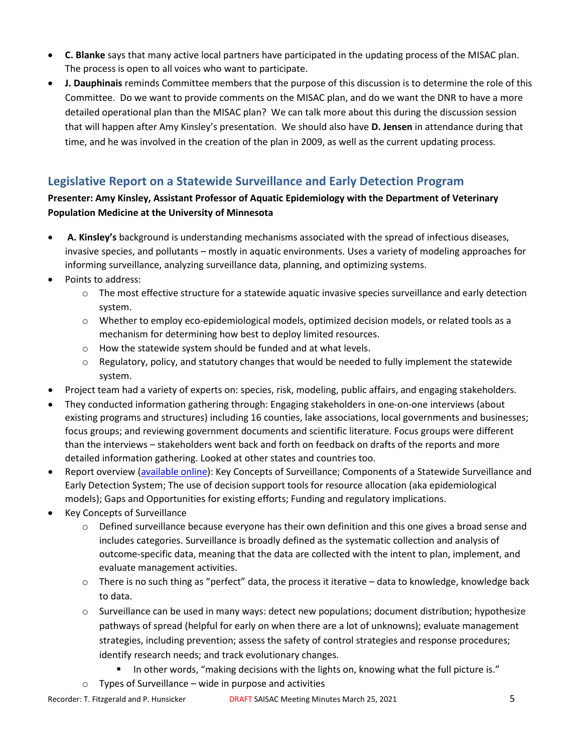- **C. Blanke** says that many active local partners have participated in the updating process of the MISAC plan. The process is open to all voices who want to participate.
- **J. Dauphinais** reminds Committee members that the purpose of this discussion is to determine the role of this Committee. Do we want to provide comments on the MISAC plan, and do we want the DNR to have a more detailed operational plan than the MISAC plan? We can talk more about this during the discussion session that will happen after Amy Kinsley's presentation. We should also have **D. Jensen** in attendance during that time, and he was involved in the creation of the plan in 2009, as well as the current updating process.

## Legislative Report on a Statewide Surveillance and Early Detection Program

**Presenter: Amy Kinsley, Assistant Professor of Aquatic Epidemiology with the Department of Veterinary Population Medicine at the University of Minnesota**

- **A. Kinsley's** background is understanding mechanisms associated with the spread of infectious diseases, invasive species, and pollutants – mostly in aquatic environments. Uses a variety of modeling approaches for informing surveillance, analyzing surveillance data, planning, and optimizing systems.
- Points to address:
  - The most effective structure for a statewide aquatic invasive species surveillance and early detection system.
  - Whether to employ eco-epidemiological models, optimized decision models, or related tools as a mechanism for determining how best to deploy limited resources.
  - How the statewide system should be funded and at what levels.
  - Regulatory, policy, and statutory changes that would be needed to fully implement the statewide system.
- Project team had a variety of experts on: species, risk, modeling, public affairs, and engaging stakeholders.
- They conducted information gathering through: Engaging stakeholders in one-on-one interviews (about existing programs and structures) including 16 counties, lake associations, local governments and businesses; focus groups; and reviewing government documents and scientific literature. Focus groups were different than the interviews – stakeholders went back and forth on feedback on drafts of the reports and more detailed information gathering. Looked at other states and countries too.
- Report overview (available online): Key Concepts of Surveillance; Components of a Statewide Surveillance and Early Detection System; The use of decision support tools for resource allocation (aka epidemiological models); Gaps and Opportunities for existing efforts; Funding and regulatory implications.
- Key Concepts of Surveillance
  - Defined surveillance because everyone has their own definition and this one gives a broad sense and includes categories. Surveillance is broadly defined as the systematic collection and analysis of outcome-specific data, meaning that the data are collected with the intent to plan, implement, and evaluate management activities.
  - There is no such thing as "perfect" data, the process it iterative – data to knowledge, knowledge back to data.
  - Surveillance can be used in many ways: detect new populations; document distribution; hypothesize pathways of spread (helpful for early on when there are a lot of unknowns); evaluate management strategies, including prevention; assess the safety of control strategies and response procedures; identify research needs; and track evolutionary changes.
    - In other words, "making decisions with the lights on, knowing what the full picture is."
  - Types of Surveillance – wide in purpose and activities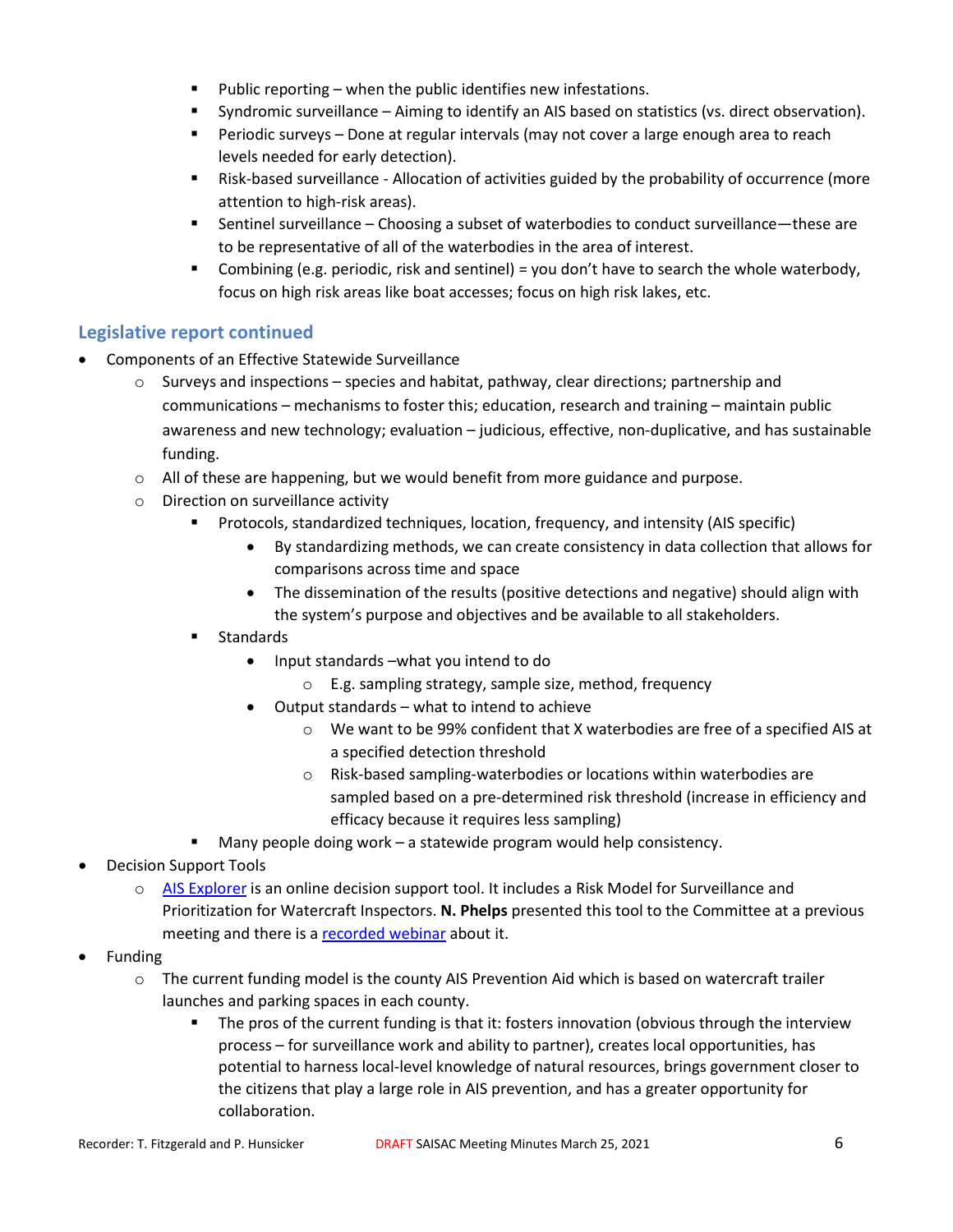- Public reporting – when the public identifies new infestations.
        - Syndromic surveillance – Aiming to identify an AIS based on statistics (vs. direct observation).
        - Periodic surveys – Done at regular intervals (may not cover a large enough area to reach levels needed for early detection).
        - Risk-based surveillance - Allocation of activities guided by the probability of occurrence (more attention to high-risk areas).
        - Sentinel surveillance – Choosing a subset of waterbodies to conduct surveillance—these are to be representative of all of the waterbodies in the area of interest.
        - Combining (e.g. periodic, risk and sentinel) = you don't have to search the whole waterbody, focus on high risk areas like boat accesses; focus on high risk lakes, etc.

### Legislative report continued

- Components of an Effective Statewide Surveillance
    - Surveys and inspections – species and habitat, pathway, clear directions; partnership and communications – mechanisms to foster this; education, research and training – maintain public awareness and new technology; evaluation – judicious, effective, non-duplicative, and has sustainable funding.
    - All of these are happening, but we would benefit from more guidance and purpose.
    - Direction on surveillance activity
        - Protocols, standardized techniques, location, frequency, and intensity (AIS specific)
            - By standardizing methods, we can create consistency in data collection that allows for comparisons across time and space
            - The dissemination of the results (positive detections and negative) should align with the system's purpose and objectives and be available to all stakeholders.
        - Standards
            - Input standards –what you intend to do
                - E.g. sampling strategy, sample size, method, frequency
            - Output standards – what to intend to achieve
                - We want to be 99% confident that X waterbodies are free of a specified AIS at a specified detection threshold
                - Risk-based sampling-waterbodies or locations within waterbodies are sampled based on a pre-determined risk threshold (increase in efficiency and efficacy because it requires less sampling)
        - Many people doing work – a statewide program would help consistency.
- Decision Support Tools
    - AIS Explorer is an online decision support tool. It includes a Risk Model for Surveillance and Prioritization for Watercraft Inspectors. **N. Phelps** presented this tool to the Committee at a previous meeting and there is a recorded webinar about it.
- Funding
    - The current funding model is the county AIS Prevention Aid which is based on watercraft trailer launches and parking spaces in each county.
        - The pros of the current funding is that it: fosters innovation (obvious through the interview process – for surveillance work and ability to partner), creates local opportunities, has potential to harness local-level knowledge of natural resources, brings government closer to the citizens that play a large role in AIS prevention, and has a greater opportunity for collaboration.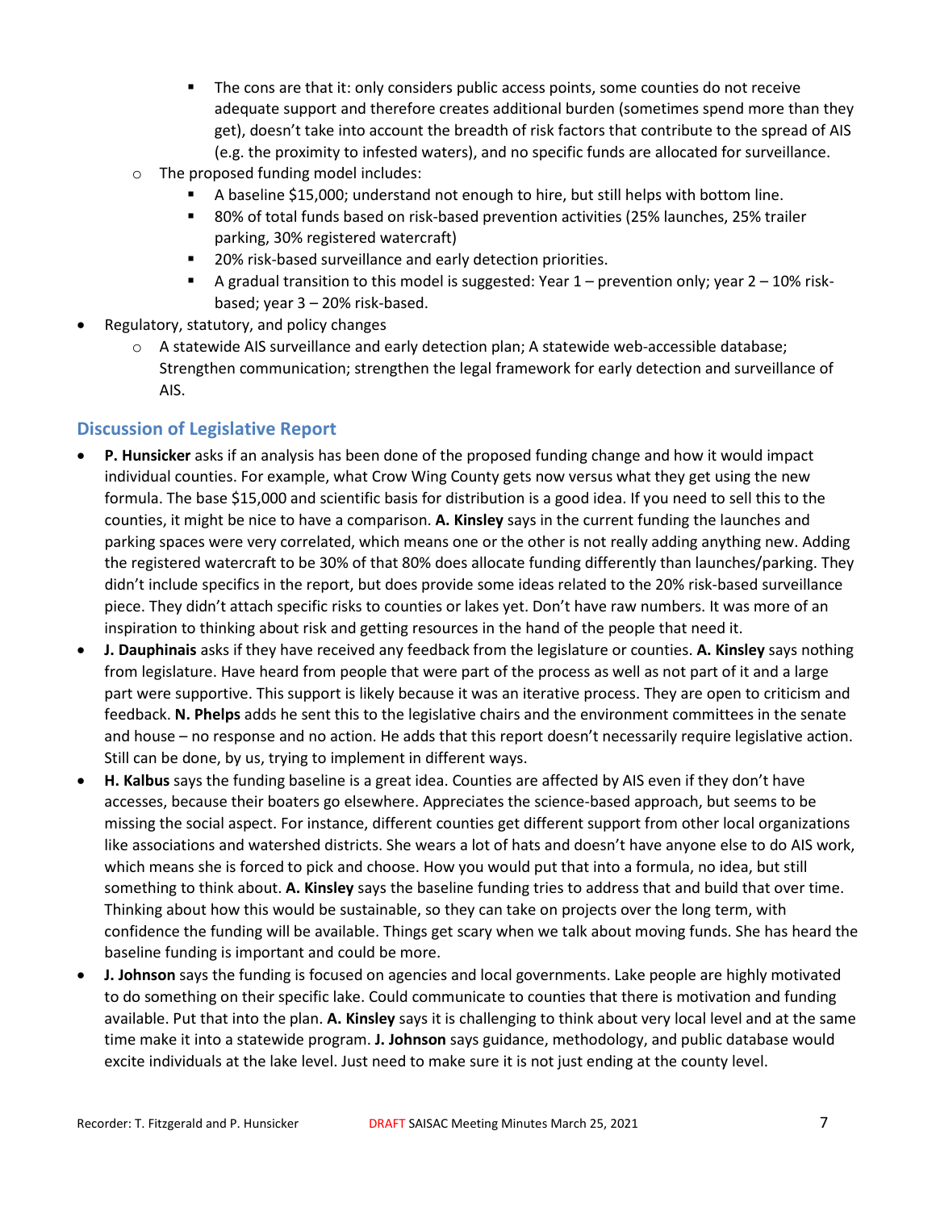- The cons are that it: only considers public access points, some counties do not receive adequate support and therefore creates additional burden (sometimes spend more than they get), doesn't take into account the breadth of risk factors that contribute to the spread of AIS (e.g. the proximity to infested waters), and no specific funds are allocated for surveillance.
  - The proposed funding model includes:
    - A baseline $15,000; understand not enough to hire, but still helps with bottom line.
    - 80% of total funds based on risk-based prevention activities (25% launches, 25% trailer parking, 30% registered watercraft)
    - 20% risk-based surveillance and early detection priorities.
    - A gradual transition to this model is suggested: Year 1 – prevention only; year 2 – 10% risk-based; year 3 – 20% risk-based.
- Regulatory, statutory, and policy changes
  - A statewide AIS surveillance and early detection plan; A statewide web-accessible database; Strengthen communication; strengthen the legal framework for early detection and surveillance of AIS.

## Discussion of Legislative Report

- **P. Hunsicker** asks if an analysis has been done of the proposed funding change and how it would impact individual counties. For example, what Crow Wing County gets now versus what they get using the new formula. The base $15,000 and scientific basis for distribution is a good idea. If you need to sell this to the counties, it might be nice to have a comparison. **A. Kinsley** says in the current funding the launches and parking spaces were very correlated, which means one or the other is not really adding anything new. Adding the registered watercraft to be 30% of that 80% does allocate funding differently than launches/parking. They didn't include specifics in the report, but does provide some ideas related to the 20% risk-based surveillance piece. They didn't attach specific risks to counties or lakes yet. Don't have raw numbers. It was more of an inspiration to thinking about risk and getting resources in the hand of the people that need it.
- **J. Dauphinais** asks if they have received any feedback from the legislature or counties. **A. Kinsley** says nothing from legislature. Have heard from people that were part of the process as well as not part of it and a large part were supportive. This support is likely because it was an iterative process. They are open to criticism and feedback. **N. Phelps** adds he sent this to the legislative chairs and the environment committees in the senate and house – no response and no action. He adds that this report doesn't necessarily require legislative action. Still can be done, by us, trying to implement in different ways.
- **H. Kalbus** says the funding baseline is a great idea. Counties are affected by AIS even if they don't have accesses, because their boaters go elsewhere. Appreciates the science-based approach, but seems to be missing the social aspect. For instance, different counties get different support from other local organizations like associations and watershed districts. She wears a lot of hats and doesn't have anyone else to do AIS work, which means she is forced to pick and choose. How you would put that into a formula, no idea, but still something to think about. **A. Kinsley** says the baseline funding tries to address that and build that over time. Thinking about how this would be sustainable, so they can take on projects over the long term, with confidence the funding will be available. Things get scary when we talk about moving funds. She has heard the baseline funding is important and could be more.
- **J. Johnson** says the funding is focused on agencies and local governments. Lake people are highly motivated to do something on their specific lake. Could communicate to counties that there is motivation and funding available. Put that into the plan. **A. Kinsley** says it is challenging to think about very local level and at the same time make it into a statewide program. **J. Johnson** says guidance, methodology, and public database would excite individuals at the lake level. Just need to make sure it is not just ending at the county level.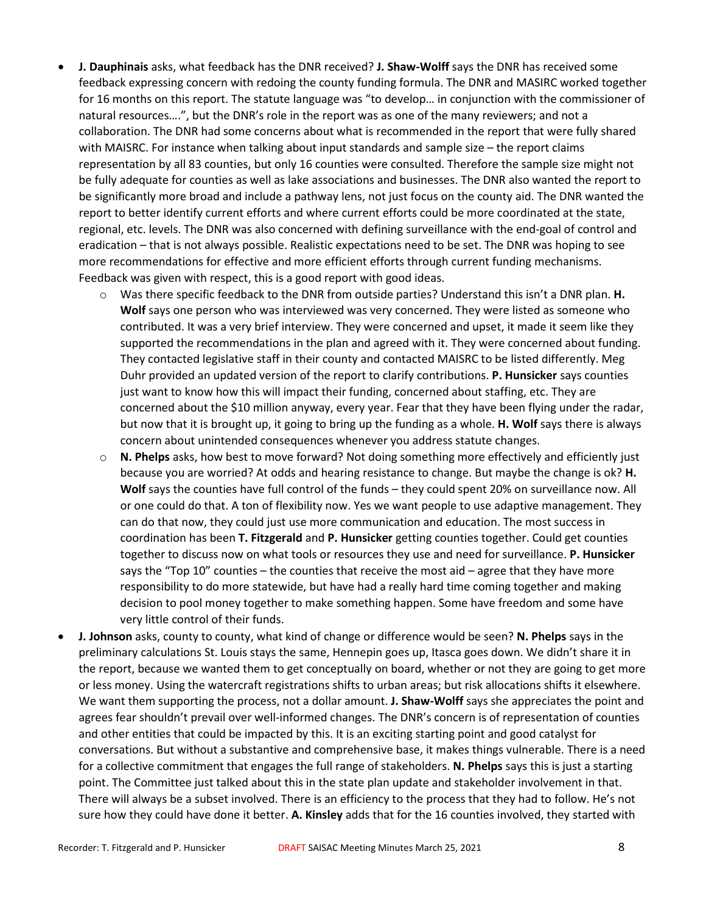- **J. Dauphinais** asks, what feedback has the DNR received? **J. Shaw-Wolff** says the DNR has received some feedback expressing concern with redoing the county funding formula. The DNR and MASIRC worked together for 16 months on this report. The statute language was "to develop… in conjunction with the commissioner of natural resources….", but the DNR's role in the report was as one of the many reviewers; and not a collaboration. The DNR had some concerns about what is recommended in the report that were fully shared with MAISRC. For instance when talking about input standards and sample size – the report claims representation by all 83 counties, but only 16 counties were consulted. Therefore the sample size might not be fully adequate for counties as well as lake associations and businesses. The DNR also wanted the report to be significantly more broad and include a pathway lens, not just focus on the county aid. The DNR wanted the report to better identify current efforts and where current efforts could be more coordinated at the state, regional, etc. levels. The DNR was also concerned with defining surveillance with the end-goal of control and eradication – that is not always possible. Realistic expectations need to be set. The DNR was hoping to see more recommendations for effective and more efficient efforts through current funding mechanisms. Feedback was given with respect, this is a good report with good ideas.
    - Was there specific feedback to the DNR from outside parties? Understand this isn't a DNR plan. **H. Wolf** says one person who was interviewed was very concerned. They were listed as someone who contributed. It was a very brief interview. They were concerned and upset, it made it seem like they supported the recommendations in the plan and agreed with it. They were concerned about funding. They contacted legislative staff in their county and contacted MAISRC to be listed differently. Meg Duhr provided an updated version of the report to clarify contributions. **P. Hunsicker** says counties just want to know how this will impact their funding, concerned about staffing, etc. They are concerned about the $10 million anyway, every year. Fear that they have been flying under the radar, but now that it is brought up, it going to bring up the funding as a whole. **H. Wolf** says there is always concern about unintended consequences whenever you address statute changes.
    - **N. Phelps** asks, how best to move forward? Not doing something more effectively and efficiently just because you are worried? At odds and hearing resistance to change. But maybe the change is ok? **H. Wolf** says the counties have full control of the funds – they could spent 20% on surveillance now. All or one could do that. A ton of flexibility now. Yes we want people to use adaptive management. They can do that now, they could just use more communication and education. The most success in coordination has been **T. Fitzgerald** and **P. Hunsicker** getting counties together. Could get counties together to discuss now on what tools or resources they use and need for surveillance. **P. Hunsicker** says the "Top 10" counties – the counties that receive the most aid – agree that they have more responsibility to do more statewide, but have had a really hard time coming together and making decision to pool money together to make something happen. Some have freedom and some have very little control of their funds.
- **J. Johnson** asks, county to county, what kind of change or difference would be seen? **N. Phelps** says in the preliminary calculations St. Louis stays the same, Hennepin goes up, Itasca goes down. We didn't share it in the report, because we wanted them to get conceptually on board, whether or not they are going to get more or less money. Using the watercraft registrations shifts to urban areas; but risk allocations shifts it elsewhere. We want them supporting the process, not a dollar amount. **J. Shaw-Wolff** says she appreciates the point and agrees fear shouldn't prevail over well-informed changes. The DNR's concern is of representation of counties and other entities that could be impacted by this. It is an exciting starting point and good catalyst for conversations. But without a substantive and comprehensive base, it makes things vulnerable. There is a need for a collective commitment that engages the full range of stakeholders. **N. Phelps** says this is just a starting point. The Committee just talked about this in the state plan update and stakeholder involvement in that. There will always be a subset involved. There is an efficiency to the process that they had to follow. He's not sure how they could have done it better. **A. Kinsley** adds that for the 16 counties involved, they started with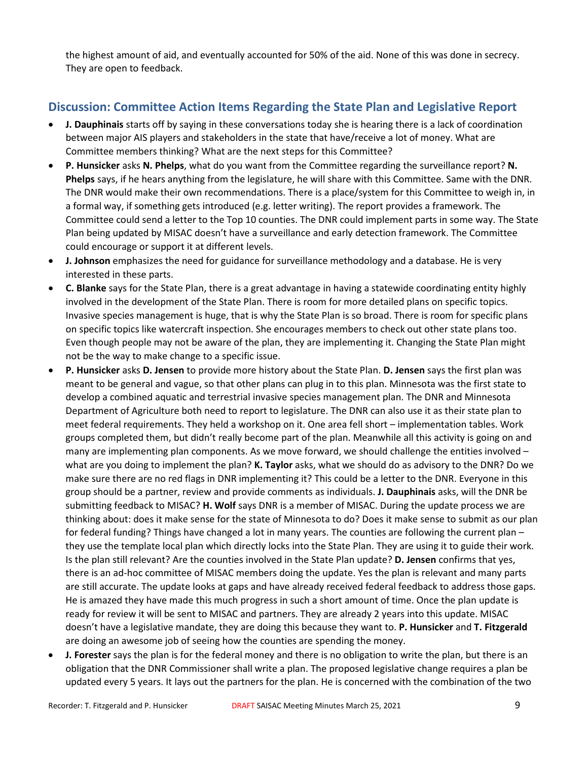the highest amount of aid, and eventually accounted for 50% of the aid. None of this was done in secrecy. They are open to feedback.

## Discussion: Committee Action Items Regarding the State Plan and Legislative Report

- **J. Dauphinais** starts off by saying in these conversations today she is hearing there is a lack of coordination between major AIS players and stakeholders in the state that have/receive a lot of money. What are Committee members thinking? What are the next steps for this Committee?
- **P. Hunsicker** asks **N. Phelps**, what do you want from the Committee regarding the surveillance report? **N. Phelps** says, if he hears anything from the legislature, he will share with this Committee. Same with the DNR. The DNR would make their own recommendations. There is a place/system for this Committee to weigh in, in a formal way, if something gets introduced (e.g. letter writing). The report provides a framework. The Committee could send a letter to the Top 10 counties. The DNR could implement parts in some way. The State Plan being updated by MISAC doesn't have a surveillance and early detection framework. The Committee could encourage or support it at different levels.
- **J. Johnson** emphasizes the need for guidance for surveillance methodology and a database. He is very interested in these parts.
- **C. Blanke** says for the State Plan, there is a great advantage in having a statewide coordinating entity highly involved in the development of the State Plan. There is room for more detailed plans on specific topics. Invasive species management is huge, that is why the State Plan is so broad. There is room for specific plans on specific topics like watercraft inspection. She encourages members to check out other state plans too. Even though people may not be aware of the plan, they are implementing it. Changing the State Plan might not be the way to make change to a specific issue.
- **P. Hunsicker** asks **D. Jensen** to provide more history about the State Plan. **D. Jensen** says the first plan was meant to be general and vague, so that other plans can plug in to this plan. Minnesota was the first state to develop a combined aquatic and terrestrial invasive species management plan. The DNR and Minnesota Department of Agriculture both need to report to legislature. The DNR can also use it as their state plan to meet federal requirements. They held a workshop on it. One area fell short – implementation tables. Work groups completed them, but didn't really become part of the plan. Meanwhile all this activity is going on and many are implementing plan components. As we move forward, we should challenge the entities involved – what are you doing to implement the plan? **K. Taylor** asks, what we should do as advisory to the DNR? Do we make sure there are no red flags in DNR implementing it? This could be a letter to the DNR. Everyone in this group should be a partner, review and provide comments as individuals. **J. Dauphinais** asks, will the DNR be submitting feedback to MISAC? **H. Wolf** says DNR is a member of MISAC. During the update process we are thinking about: does it make sense for the state of Minnesota to do? Does it make sense to submit as our plan for federal funding? Things have changed a lot in many years. The counties are following the current plan – they use the template local plan which directly locks into the State Plan. They are using it to guide their work. Is the plan still relevant? Are the counties involved in the State Plan update? **D. Jensen** confirms that yes, there is an ad-hoc committee of MISAC members doing the update. Yes the plan is relevant and many parts are still accurate. The update looks at gaps and have already received federal feedback to address those gaps. He is amazed they have made this much progress in such a short amount of time. Once the plan update is ready for review it will be sent to MISAC and partners. They are already 2 years into this update. MISAC doesn't have a legislative mandate, they are doing this because they want to. **P. Hunsicker** and **T. Fitzgerald** are doing an awesome job of seeing how the counties are spending the money.
- **J. Forester** says the plan is for the federal money and there is no obligation to write the plan, but there is an obligation that the DNR Commissioner shall write a plan. The proposed legislative change requires a plan be updated every 5 years. It lays out the partners for the plan. He is concerned with the combination of the two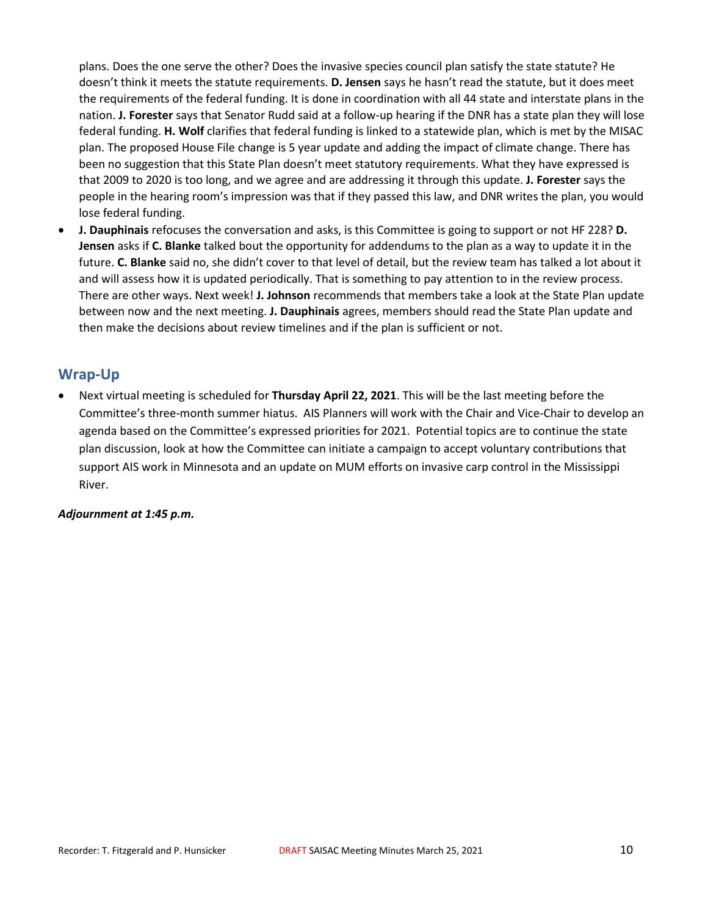plans. Does the one serve the other? Does the invasive species council plan satisfy the state statute? He doesn't think it meets the statute requirements. **D. Jensen** says he hasn't read the statute, but it does meet the requirements of the federal funding. It is done in coordination with all 44 state and interstate plans in the nation. **J. Forester** says that Senator Rudd said at a follow-up hearing if the DNR has a state plan they will lose federal funding. **H. Wolf** clarifies that federal funding is linked to a statewide plan, which is met by the MISAC plan. The proposed House File change is 5 year update and adding the impact of climate change. There has been no suggestion that this State Plan doesn't meet statutory requirements. What they have expressed is that 2009 to 2020 is too long, and we agree and are addressing it through this update. **J. Forester** says the people in the hearing room's impression was that if they passed this law, and DNR writes the plan, you would lose federal funding.

- **J. Dauphinais** refocuses the conversation and asks, is this Committee is going to support or not HF 228? **D. Jensen** asks if **C. Blanke** talked bout the opportunity for addendums to the plan as a way to update it in the future. **C. Blanke** said no, she didn't cover to that level of detail, but the review team has talked a lot about it and will assess how it is updated periodically. That is something to pay attention to in the review process. There are other ways. Next week! **J. Johnson** recommends that members take a look at the State Plan update between now and the next meeting. **J. Dauphinais** agrees, members should read the State Plan update and then make the decisions about review timelines and if the plan is sufficient or not.

## Wrap-Up

- Next virtual meeting is scheduled for **Thursday April 22, 2021**. This will be the last meeting before the Committee's three-month summer hiatus. AIS Planners will work with the Chair and Vice-Chair to develop an agenda based on the Committee's expressed priorities for 2021. Potential topics are to continue the state plan discussion, look at how the Committee can initiate a campaign to accept voluntary contributions that support AIS work in Minnesota and an update on MUM efforts on invasive carp control in the Mississippi River.

***Adjournment at 1:45 p.m.***